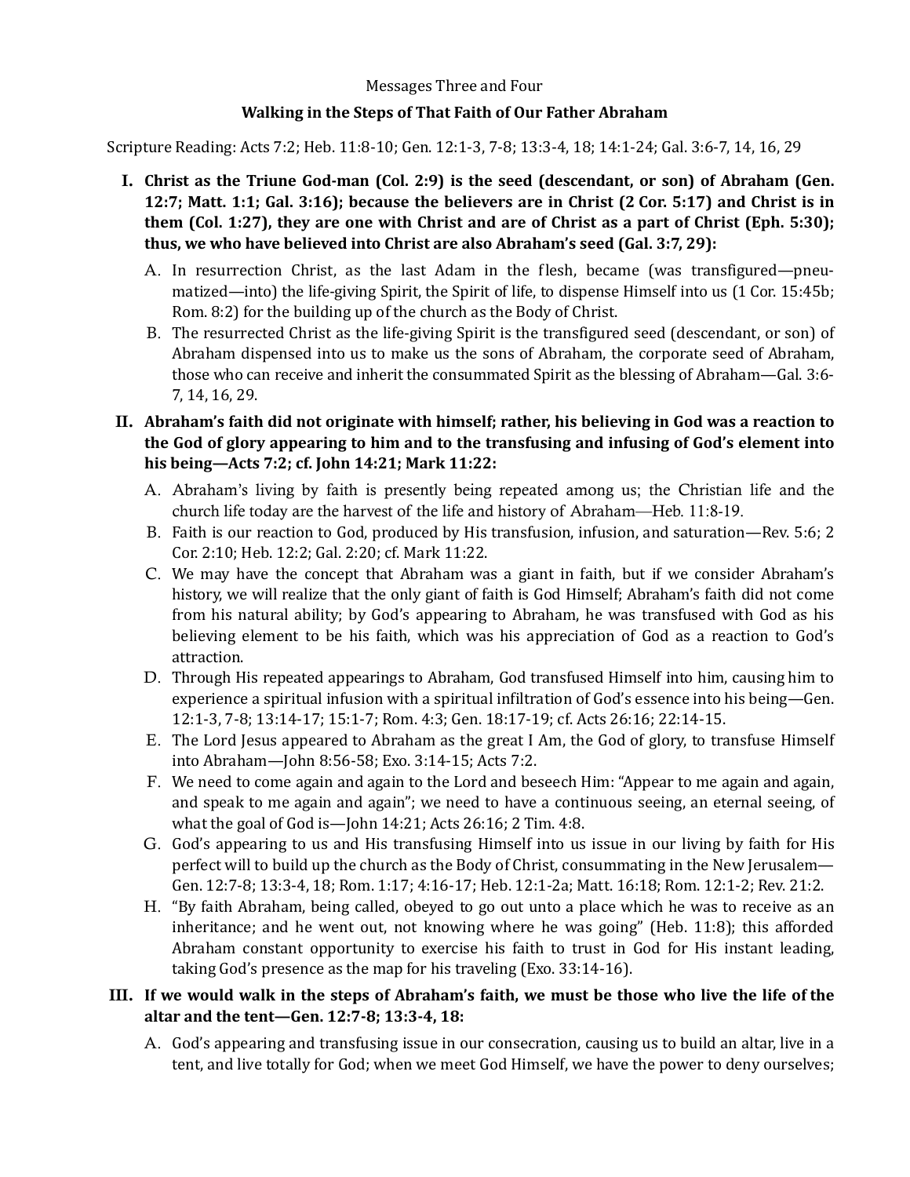Messages Three and Four

## Walking in the Steps of That Faith of Our Father Abraham

Scripture Reading: Acts 7:2; Heb. 11:8-10; Gen. 12:1-3, 7-8; 13:3-4, 18; 14:1-24; Gal. 3:6-7, 14, 16, 29

**I. Christ as the Triune God-man (Col. 2:9) is the seed (descendant, or son) of Abraham (Gen. 12:7; Matt. 1:1; Gal. 3:16); because the believers are in Christ (2 Cor. 5:17) and Christ is in them (Col. 1:27), they are one with Christ and are of Christ as a part of Christ (Eph. 5:30); thus, we who have believed into Christ are also Abraham's seed (Gal. 3:7, 29):**

A. In resurrection Christ, as the last Adam in the flesh, became (was transfigured—pneumatized—into) the life-giving Spirit, the Spirit of life, to dispense Himself into us (1 Cor. 15:45b; Rom. 8:2) for the building up of the church as the Body of Christ.

B. The resurrected Christ as the life-giving Spirit is the transfigured seed (descendant, or son) of Abraham dispensed into us to make us the sons of Abraham, the corporate seed of Abraham, those who can receive and inherit the consummated Spirit as the blessing of Abraham—Gal. 3:6-7, 14, 16, 29.

**II. Abraham's faith did not originate with himself; rather, his believing in God was a reaction to the God of glory appearing to him and to the transfusing and infusing of God's element into his being—Acts 7:2; cf. John 14:21; Mark 11:22:**

A. Abraham's living by faith is presently being repeated among us; the Christian life and the church life today are the harvest of the life and history of Abraham—Heb. 11:8-19.

B. Faith is our reaction to God, produced by His transfusion, infusion, and saturation—Rev. 5:6; 2 Cor. 2:10; Heb. 12:2; Gal. 2:20; cf. Mark 11:22.

C. We may have the concept that Abraham was a giant in faith, but if we consider Abraham's history, we will realize that the only giant of faith is God Himself; Abraham's faith did not come from his natural ability; by God's appearing to Abraham, he was transfused with God as his believing element to be his faith, which was his appreciation of God as a reaction to God's attraction.

D. Through His repeated appearings to Abraham, God transfused Himself into him, causing him to experience a spiritual infusion with a spiritual infiltration of God's essence into his being—Gen. 12:1-3, 7-8; 13:14-17; 15:1-7; Rom. 4:3; Gen. 18:17-19; cf. Acts 26:16; 22:14-15.

E. The Lord Jesus appeared to Abraham as the great I Am, the God of glory, to transfuse Himself into Abraham—John 8:56-58; Exo. 3:14-15; Acts 7:2.

F. We need to come again and again to the Lord and beseech Him: "Appear to me again and again, and speak to me again and again"; we need to have a continuous seeing, an eternal seeing, of what the goal of God is—John 14:21; Acts 26:16; 2 Tim. 4:8.

G. God's appearing to us and His transfusing Himself into us issue in our living by faith for His perfect will to build up the church as the Body of Christ, consummating in the New Jerusalem—Gen. 12:7-8; 13:3-4, 18; Rom. 1:17; 4:16-17; Heb. 12:1-2a; Matt. 16:18; Rom. 12:1-2; Rev. 21:2.

H. "By faith Abraham, being called, obeyed to go out unto a place which he was to receive as an inheritance; and he went out, not knowing where he was going" (Heb. 11:8); this afforded Abraham constant opportunity to exercise his faith to trust in God for His instant leading, taking God's presence as the map for his traveling (Exo. 33:14-16).

**III. If we would walk in the steps of Abraham's faith, we must be those who live the life of the altar and the tent—Gen. 12:7-8; 13:3-4, 18:**

A. God's appearing and transfusing issue in our consecration, causing us to build an altar, live in a tent, and live totally for God; when we meet God Himself, we have the power to deny ourselves;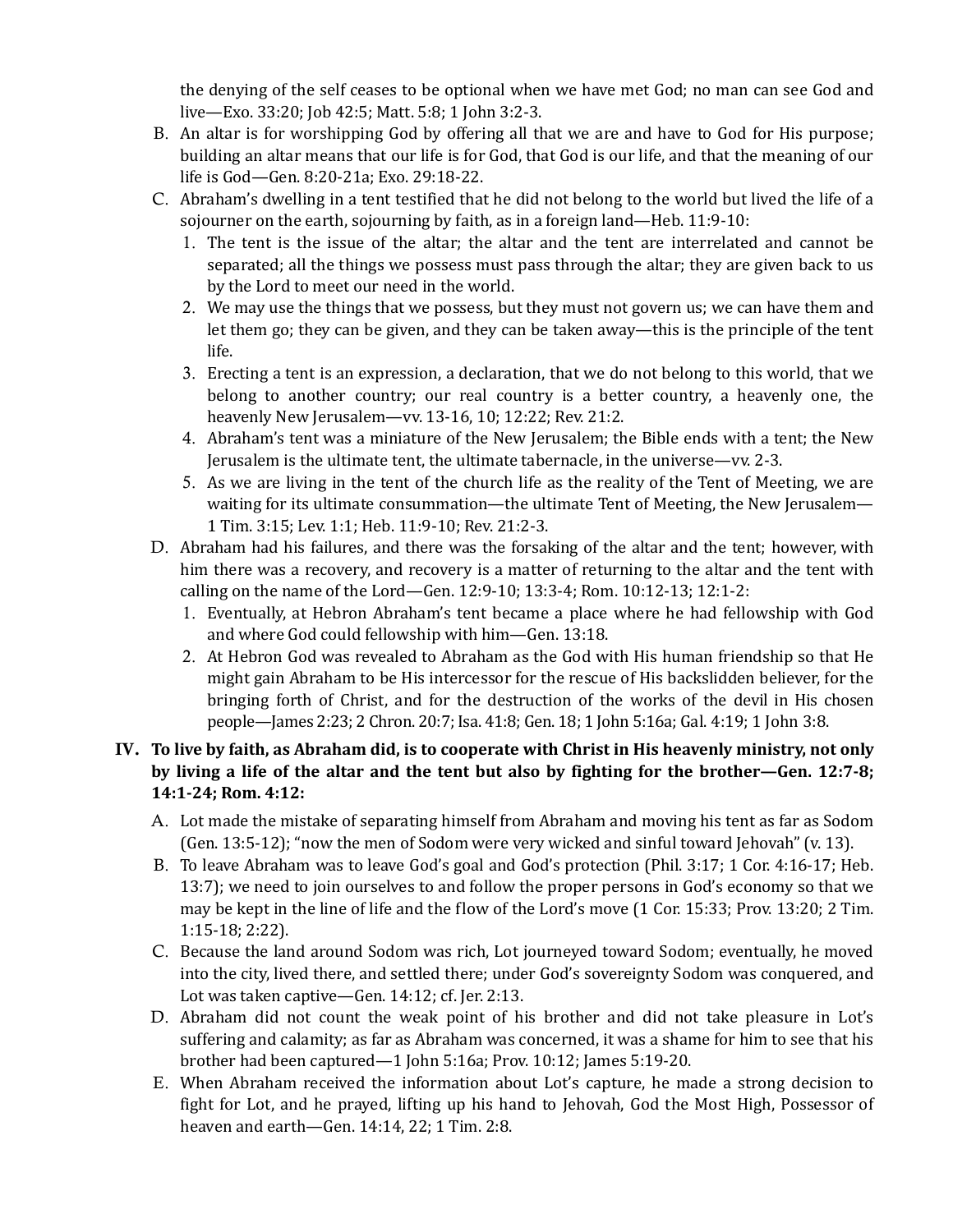the denying of the self ceases to be optional when we have met God; no man can see God and live—Exo. 33:20; Job 42:5; Matt. 5:8; 1 John 3:2-3.

B. An altar is for worshipping God by offering all that we are and have to God for His purpose; building an altar means that our life is for God, that God is our life, and that the meaning of our life is God—Gen. 8:20-21a; Exo. 29:18-22.

C. Abraham's dwelling in a tent testified that he did not belong to the world but lived the life of a sojourner on the earth, sojourning by faith, as in a foreign land—Heb. 11:9-10:

1. The tent is the issue of the altar; the altar and the tent are interrelated and cannot be separated; all the things we possess must pass through the altar; they are given back to us by the Lord to meet our need in the world.
2. We may use the things that we possess, but they must not govern us; we can have them and let them go; they can be given, and they can be taken away—this is the principle of the tent life.
3. Erecting a tent is an expression, a declaration, that we do not belong to this world, that we belong to another country; our real country is a better country, a heavenly one, the heavenly New Jerusalem—vv. 13-16, 10; 12:22; Rev. 21:2.
4. Abraham's tent was a miniature of the New Jerusalem; the Bible ends with a tent; the New Jerusalem is the ultimate tent, the ultimate tabernacle, in the universe—vv. 2-3.
5. As we are living in the tent of the church life as the reality of the Tent of Meeting, we are waiting for its ultimate consummation—the ultimate Tent of Meeting, the New Jerusalem—1 Tim. 3:15; Lev. 1:1; Heb. 11:9-10; Rev. 21:2-3.

D. Abraham had his failures, and there was the forsaking of the altar and the tent; however, with him there was a recovery, and recovery is a matter of returning to the altar and the tent with calling on the name of the Lord—Gen. 12:9-10; 13:3-4; Rom. 10:12-13; 12:1-2:

1. Eventually, at Hebron Abraham's tent became a place where he had fellowship with God and where God could fellowship with him—Gen. 13:18.
2. At Hebron God was revealed to Abraham as the God with His human friendship so that He might gain Abraham to be His intercessor for the rescue of His backslidden believer, for the bringing forth of Christ, and for the destruction of the works of the devil in His chosen people—James 2:23; 2 Chron. 20:7; Isa. 41:8; Gen. 18; 1 John 5:16a; Gal. 4:19; 1 John 3:8.

**IV. To live by faith, as Abraham did, is to cooperate with Christ in His heavenly ministry, not only by living a life of the altar and the tent but also by fighting for the brother—Gen. 12:7-8; 14:1-24; Rom. 4:12:**

A. Lot made the mistake of separating himself from Abraham and moving his tent as far as Sodom (Gen. 13:5-12); "now the men of Sodom were very wicked and sinful toward Jehovah" (v. 13).

B. To leave Abraham was to leave God's goal and God's protection (Phil. 3:17; 1 Cor. 4:16-17; Heb. 13:7); we need to join ourselves to and follow the proper persons in God's economy so that we may be kept in the line of life and the flow of the Lord's move (1 Cor. 15:33; Prov. 13:20; 2 Tim. 1:15-18; 2:22).

C. Because the land around Sodom was rich, Lot journeyed toward Sodom; eventually, he moved into the city, lived there, and settled there; under God's sovereignty Sodom was conquered, and Lot was taken captive—Gen. 14:12; cf. Jer. 2:13.

D. Abraham did not count the weak point of his brother and did not take pleasure in Lot's suffering and calamity; as far as Abraham was concerned, it was a shame for him to see that his brother had been captured—1 John 5:16a; Prov. 10:12; James 5:19-20.

E. When Abraham received the information about Lot's capture, he made a strong decision to fight for Lot, and he prayed, lifting up his hand to Jehovah, God the Most High, Possessor of heaven and earth—Gen. 14:14, 22; 1 Tim. 2:8.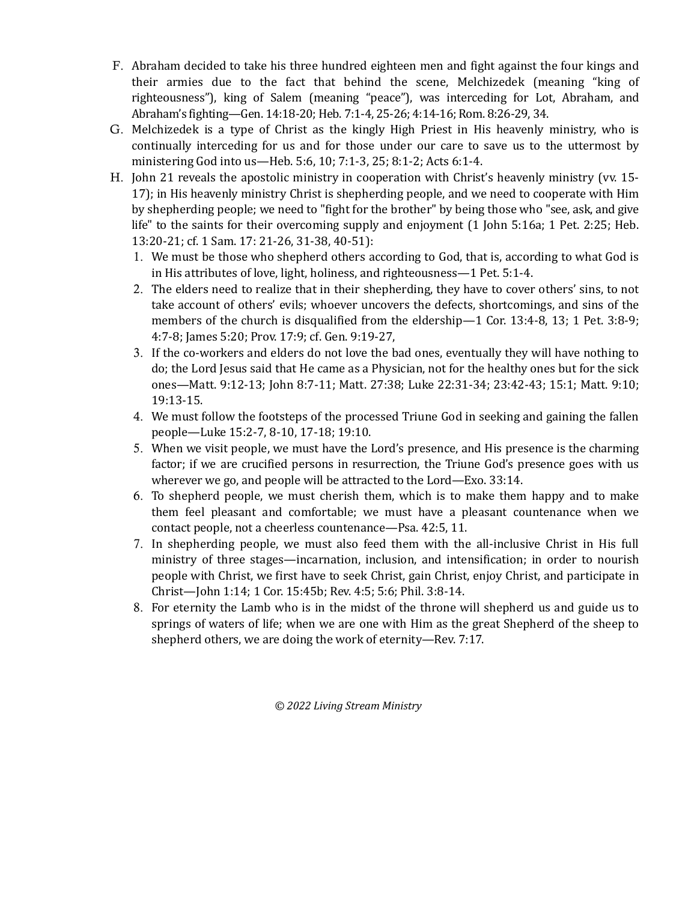F. Abraham decided to take his three hundred eighteen men and fight against the four kings and their armies due to the fact that behind the scene, Melchizedek (meaning “king of righteousness”), king of Salem (meaning “peace”), was interceding for Lot, Abraham, and Abraham’s fighting—Gen. 14:18-20; Heb. 7:1-4, 25-26; 4:14-16; Rom. 8:26-29, 34.

G. Melchizedek is a type of Christ as the kingly High Priest in His heavenly ministry, who is continually interceding for us and for those under our care to save us to the uttermost by ministering God into us—Heb. 5:6, 10; 7:1-3, 25; 8:1-2; Acts 6:1-4.

H. John 21 reveals the apostolic ministry in cooperation with Christ’s heavenly ministry (vv. 15-17); in His heavenly ministry Christ is shepherding people, and we need to cooperate with Him by shepherding people; we need to "fight for the brother" by being those who "see, ask, and give life" to the saints for their overcoming supply and enjoyment (1 John 5:16a; 1 Pet. 2:25; Heb. 13:20-21; cf. 1 Sam. 17: 21-26, 31-38, 40-51):

   1. We must be those who shepherd others according to God, that is, according to what God is in His attributes of love, light, holiness, and righteousness—1 Pet. 5:1-4.
   2. The elders need to realize that in their shepherding, they have to cover others’ sins, to not take account of others’ evils; whoever uncovers the defects, shortcomings, and sins of the members of the church is disqualified from the eldership—1 Cor. 13:4-8, 13; 1 Pet. 3:8-9; 4:7-8; James 5:20; Prov. 17:9; cf. Gen. 9:19-27,
   3. If the co-workers and elders do not love the bad ones, eventually they will have nothing to do; the Lord Jesus said that He came as a Physician, not for the healthy ones but for the sick ones—Matt. 9:12-13; John 8:7-11; Matt. 27:38; Luke 22:31-34; 23:42-43; 15:1; Matt. 9:10; 19:13-15.
   4. We must follow the footsteps of the processed Triune God in seeking and gaining the fallen people—Luke 15:2-7, 8-10, 17-18; 19:10.
   5. When we visit people, we must have the Lord’s presence, and His presence is the charming factor; if we are crucified persons in resurrection, the Triune God’s presence goes with us wherever we go, and people will be attracted to the Lord—Exo. 33:14.
   6. To shepherd people, we must cherish them, which is to make them happy and to make them feel pleasant and comfortable; we must have a pleasant countenance when we contact people, not a cheerless countenance—Psa. 42:5, 11.
   7. In shepherding people, we must also feed them with the all-inclusive Christ in His full ministry of three stages—incarnation, inclusion, and intensification; in order to nourish people with Christ, we first have to seek Christ, gain Christ, enjoy Christ, and participate in Christ—John 1:14; 1 Cor. 15:45b; Rev. 4:5; 5:6; Phil. 3:8-14.
   8. For eternity the Lamb who is in the midst of the throne will shepherd us and guide us to springs of waters of life; when we are one with Him as the great Shepherd of the sheep to shepherd others, we are doing the work of eternity—Rev. 7:17.

*© 2022 Living Stream Ministry*